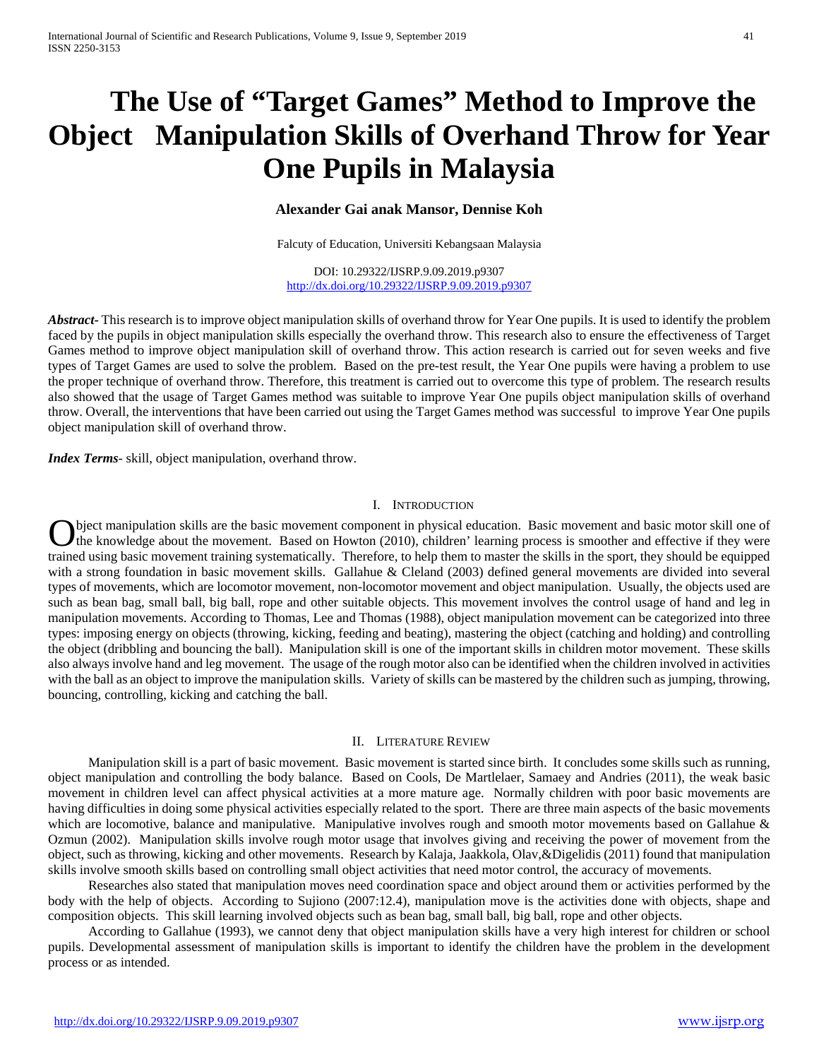# The Use of "Target Games" Method to Improve the Object Manipulation Skills of Overhand Throw for Year One Pupils in Malaysia

**Alexander Gai anak Mansor, Dennise Koh**

Falcuty of Education, Universiti Kebangsaan Malaysia

DOI: 10.29322/IJSRP.9.09.2019.p9307
http://dx.doi.org/10.29322/IJSRP.9.09.2019.p9307

***Abstract***- This research is to improve object manipulation skills of overhand throw for Year One pupils. It is used to identify the problem faced by the pupils in object manipulation skills especially the overhand throw. This research also to ensure the effectiveness of Target Games method to improve object manipulation skill of overhand throw. This action research is carried out for seven weeks and five types of Target Games are used to solve the problem. Based on the pre-test result, the Year One pupils were having a problem to use the proper technique of overhand throw. Therefore, this treatment is carried out to overcome this type of problem. The research results also showed that the usage of Target Games method was suitable to improve Year One pupils object manipulation skills of overhand throw. Overall, the interventions that have been carried out using the Target Games method was successful to improve Year One pupils object manipulation skill of overhand throw.

***Index Terms***- skill, object manipulation, overhand throw.

## I. Introduction

Object manipulation skills are the basic movement component in physical education. Basic movement and basic motor skill one of the knowledge about the movement. Based on Howton (2010), children' learning process is smoother and effective if they were trained using basic movement training systematically. Therefore, to help them to master the skills in the sport, they should be equipped with a strong foundation in basic movement skills. Gallahue & Cleland (2003) defined general movements are divided into several types of movements, which are locomotor movement, non-locomotor movement and object manipulation. Usually, the objects used are such as bean bag, small ball, big ball, rope and other suitable objects. This movement involves the control usage of hand and leg in manipulation movements. According to Thomas, Lee and Thomas (1988), object manipulation movement can be categorized into three types: imposing energy on objects (throwing, kicking, feeding and beating), mastering the object (catching and holding) and controlling the object (dribbling and bouncing the ball). Manipulation skill is one of the important skills in children motor movement. These skills also always involve hand and leg movement. The usage of the rough motor also can be identified when the children involved in activities with the ball as an object to improve the manipulation skills. Variety of skills can be mastered by the children such as jumping, throwing, bouncing, controlling, kicking and catching the ball.

## II. Literature Review

Manipulation skill is a part of basic movement. Basic movement is started since birth. It concludes some skills such as running, object manipulation and controlling the body balance. Based on Cools, De Martlelaer, Samaey and Andries (2011), the weak basic movement in children level can affect physical activities at a more mature age. Normally children with poor basic movements are having difficulties in doing some physical activities especially related to the sport. There are three main aspects of the basic movements which are locomotive, balance and manipulative. Manipulative involves rough and smooth motor movements based on Gallahue & Ozmun (2002). Manipulation skills involve rough motor usage that involves giving and receiving the power of movement from the object, such as throwing, kicking and other movements. Research by Kalaja, Jaakkola, Olav,&Digelidis (2011) found that manipulation skills involve smooth skills based on controlling small object activities that need motor control, the accuracy of movements.

Researches also stated that manipulation moves need coordination space and object around them or activities performed by the body with the help of objects. According to Sujiono (2007:12.4), manipulation move is the activities done with objects, shape and composition objects. This skill learning involved objects such as bean bag, small ball, big ball, rope and other objects.

According to Gallahue (1993), we cannot deny that object manipulation skills have a very high interest for children or school pupils. Developmental assessment of manipulation skills is important to identify the children have the problem in the development process or as intended.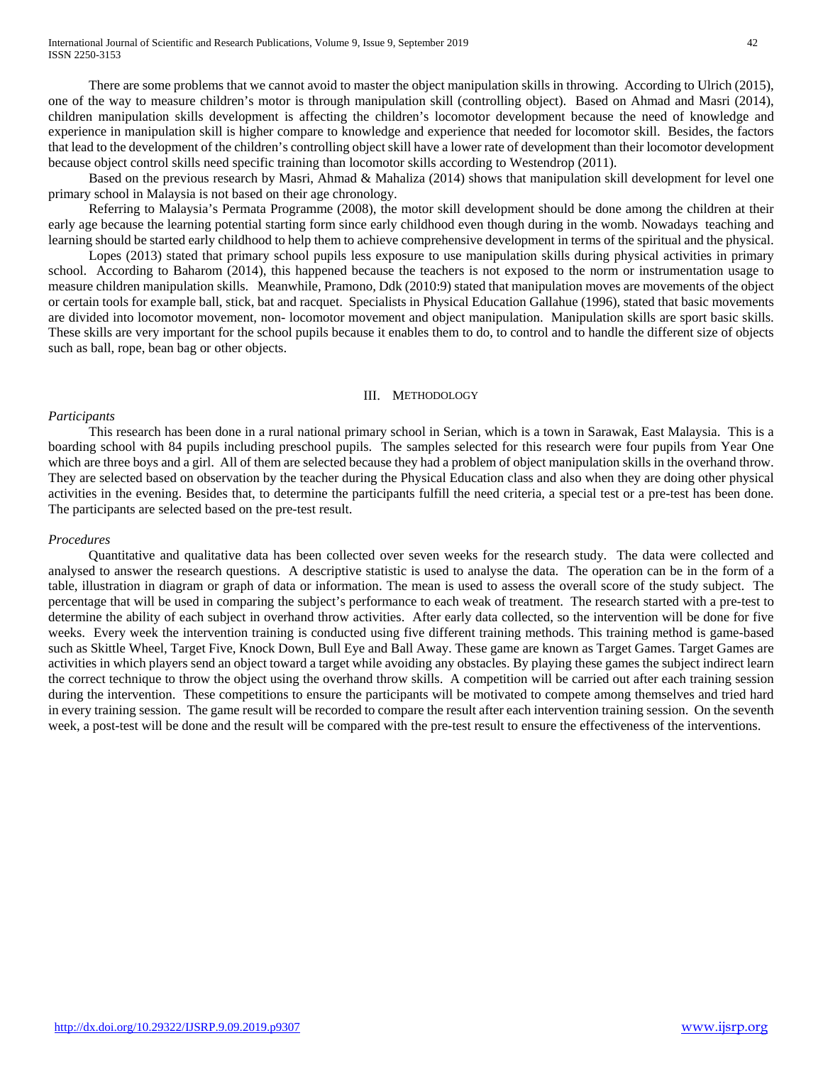There are some problems that we cannot avoid to master the object manipulation skills in throwing. According to Ulrich (2015), one of the way to measure children's motor is through manipulation skill (controlling object). Based on Ahmad and Masri (2014), children manipulation skills development is affecting the children's locomotor development because the need of knowledge and experience in manipulation skill is higher compare to knowledge and experience that needed for locomotor skill. Besides, the factors that lead to the development of the children's controlling object skill have a lower rate of development than their locomotor development because object control skills need specific training than locomotor skills according to Westendrop (2011).

Based on the previous research by Masri, Ahmad & Mahaliza (2014) shows that manipulation skill development for level one primary school in Malaysia is not based on their age chronology.

Referring to Malaysia's Permata Programme (2008), the motor skill development should be done among the children at their early age because the learning potential starting form since early childhood even though during in the womb. Nowadays teaching and learning should be started early childhood to help them to achieve comprehensive development in terms of the spiritual and the physical.

Lopes (2013) stated that primary school pupils less exposure to use manipulation skills during physical activities in primary school. According to Baharom (2014), this happened because the teachers is not exposed to the norm or instrumentation usage to measure children manipulation skills. Meanwhile, Pramono, Ddk (2010:9) stated that manipulation moves are movements of the object or certain tools for example ball, stick, bat and racquet. Specialists in Physical Education Gallahue (1996), stated that basic movements are divided into locomotor movement, non- locomotor movement and object manipulation. Manipulation skills are sport basic skills. These skills are very important for the school pupils because it enables them to do, to control and to handle the different size of objects such as ball, rope, bean bag or other objects.

## III. Methodology

*Participants*

This research has been done in a rural national primary school in Serian, which is a town in Sarawak, East Malaysia. This is a boarding school with 84 pupils including preschool pupils. The samples selected for this research were four pupils from Year One which are three boys and a girl. All of them are selected because they had a problem of object manipulation skills in the overhand throw. They are selected based on observation by the teacher during the Physical Education class and also when they are doing other physical activities in the evening. Besides that, to determine the participants fulfill the need criteria, a special test or a pre-test has been done. The participants are selected based on the pre-test result.

*Procedures*

Quantitative and qualitative data has been collected over seven weeks for the research study. The data were collected and analysed to answer the research questions. A descriptive statistic is used to analyse the data. The operation can be in the form of a table, illustration in diagram or graph of data or information. The mean is used to assess the overall score of the study subject. The percentage that will be used in comparing the subject's performance to each weak of treatment. The research started with a pre-test to determine the ability of each subject in overhand throw activities. After early data collected, so the intervention will be done for five weeks. Every week the intervention training is conducted using five different training methods. This training method is game-based such as Skittle Wheel, Target Five, Knock Down, Bull Eye and Ball Away. These game are known as Target Games. Target Games are activities in which players send an object toward a target while avoiding any obstacles. By playing these games the subject indirect learn the correct technique to throw the object using the overhand throw skills. A competition will be carried out after each training session during the intervention. These competitions to ensure the participants will be motivated to compete among themselves and tried hard in every training session. The game result will be recorded to compare the result after each intervention training session. On the seventh week, a post-test will be done and the result will be compared with the pre-test result to ensure the effectiveness of the interventions.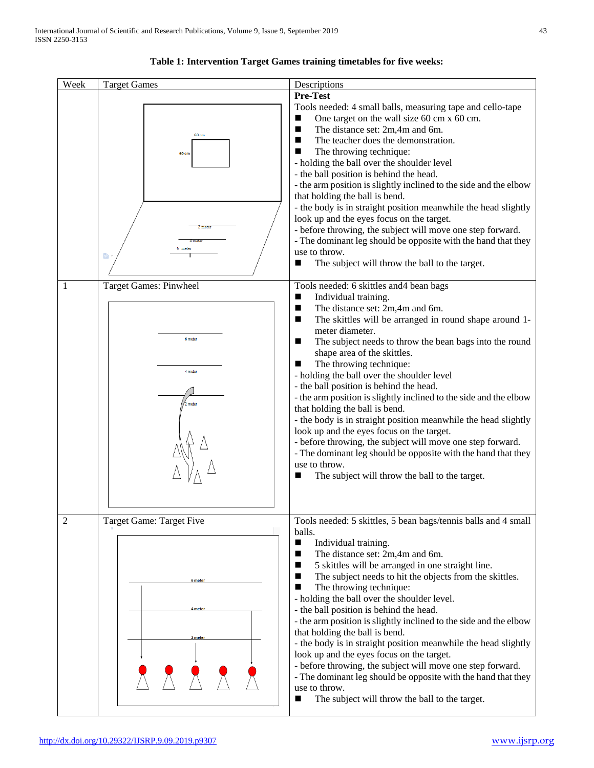**Table 1: Intervention Target Games training timetables for five weeks:**

| Week | Target Games | Descriptions |
|---|---|---|
| | 60 cm<br>60 cm<br>2 meter<br>4 meter<br>6 meter | **Pre-Test**<br>Tools needed: 4 small balls, measuring tape and cello-tape<br>■ One target on the wall size 60 cm x 60 cm.<br>■ The distance set: 2m,4m and 6m.<br>■ The teacher does the demonstration.<br>■ The throwing technique:<br>- holding the ball over the shoulder level<br>- the ball position is behind the head.<br>- the arm position is slightly inclined to the side and the elbow that holding the ball is bend.<br>- the body is in straight position meanwhile the head slightly look up and the eyes focus on the target.<br>- before throwing, the subject will move one step forward.<br>- The dominant leg should be opposite with the hand that they use to throw.<br>■ The subject will throw the ball to the target. |
| 1 | Target Games: Pinwheel<br>6 meter<br>4 meter<br>2 meter | Tools needed: 6 skittles and4 bean bags<br>■ Individual training.<br>■ The distance set: 2m,4m and 6m.<br>■ The skittles will be arranged in round shape around 1-meter diameter.<br>■ The subject needs to throw the bean bags into the round shape area of the skittles.<br>■ The throwing technique:<br>- holding the ball over the shoulder level<br>- the ball position is behind the head.<br>- the arm position is slightly inclined to the side and the elbow that holding the ball is bend.<br>- the body is in straight position meanwhile the head slightly look up and the eyes focus on the target.<br>- before throwing, the subject will move one step forward.<br>- The dominant leg should be opposite with the hand that they use to throw.<br>■ The subject will throw the ball to the target. |
| 2 | Target Game: Target Five<br>6 meter<br>4 meter<br>2 meter | Tools needed: 5 skittles, 5 bean bags/tennis balls and 4 small balls.<br>■ Individual training.<br>■ The distance set: 2m,4m and 6m.<br>■ 5 skittles will be arranged in one straight line.<br>■ The subject needs to hit the objects from the skittles.<br>■ The throwing technique:<br>- holding the ball over the shoulder level.<br>- the ball position is behind the head.<br>- the arm position is slightly inclined to the side and the elbow that holding the ball is bend.<br>- the body is in straight position meanwhile the head slightly look up and the eyes focus on the target.<br>- before throwing, the subject will move one step forward.<br>- The dominant leg should be opposite with the hand that they use to throw.<br>■ The subject will throw the ball to the target. |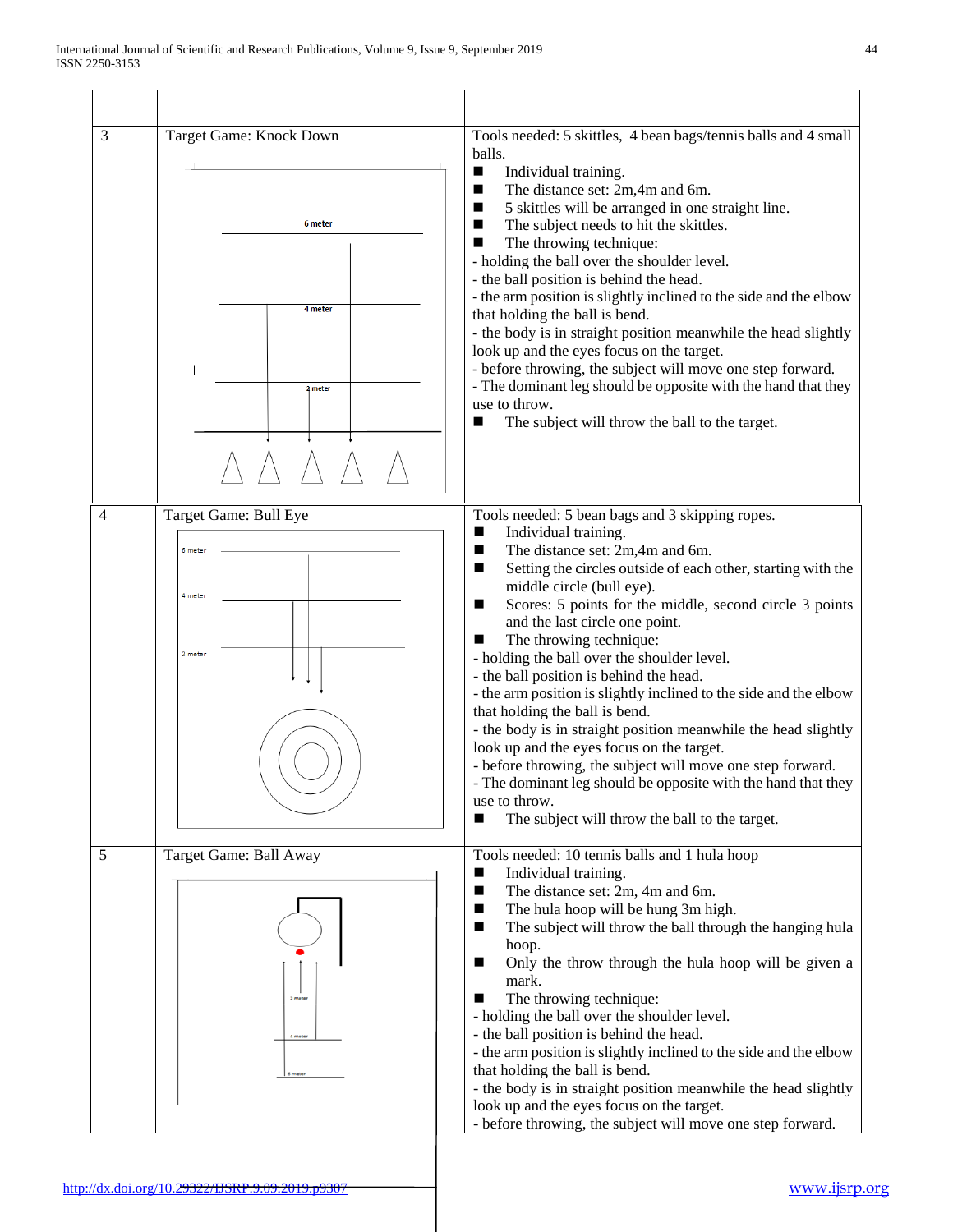| | | |
|---|---|---|
| 3 | Target Game: Knock Down<br><br>6 meter<br>4 meter<br>2 meter | Tools needed: 5 skittles, 4 bean bags/tennis balls and 4 small balls.<br>■ Individual training.<br>■ The distance set: 2m,4m and 6m.<br>■ 5 skittles will be arranged in one straight line.<br>■ The subject needs to hit the skittles.<br>■ The throwing technique:<br>- holding the ball over the shoulder level.<br>- the ball position is behind the head.<br>- the arm position is slightly inclined to the side and the elbow that holding the ball is bend.<br>- the body is in straight position meanwhile the head slightly look up and the eyes focus on the target.<br>- before throwing, the subject will move one step forward.<br>- The dominant leg should be opposite with the hand that they use to throw.<br>■ The subject will throw the ball to the target. |
| 4 | Target Game: Bull Eye<br><br>6 meter<br>4 meter<br>2 meter | Tools needed: 5 bean bags and 3 skipping ropes.<br>■ Individual training.<br>■ The distance set: 2m,4m and 6m.<br>■ Setting the circles outside of each other, starting with the middle circle (bull eye).<br>■ Scores: 5 points for the middle, second circle 3 points and the last circle one point.<br>■ The throwing technique:<br>- holding the ball over the shoulder level.<br>- the ball position is behind the head.<br>- the arm position is slightly inclined to the side and the elbow that holding the ball is bend.<br>- the body is in straight position meanwhile the head slightly look up and the eyes focus on the target.<br>- before throwing, the subject will move one step forward.<br>- The dominant leg should be opposite with the hand that they use to throw.<br>■ The subject will throw the ball to the target. |
| 5 | Target Game: Ball Away<br><br>2 meter<br>4 meter<br>6 meter | Tools needed: 10 tennis balls and 1 hula hoop<br>■ Individual training.<br>■ The distance set: 2m, 4m and 6m.<br>■ The hula hoop will be hung 3m high.<br>■ The subject will throw the ball through the hanging hula hoop.<br>■ Only the throw through the hula hoop will be given a mark.<br>■ The throwing technique:<br>- holding the ball over the shoulder level.<br>- the ball position is behind the head.<br>- the arm position is slightly inclined to the side and the elbow that holding the ball is bend.<br>- the body is in straight position meanwhile the head slightly look up and the eyes focus on the target.<br>- before throwing, the subject will move one step forward. |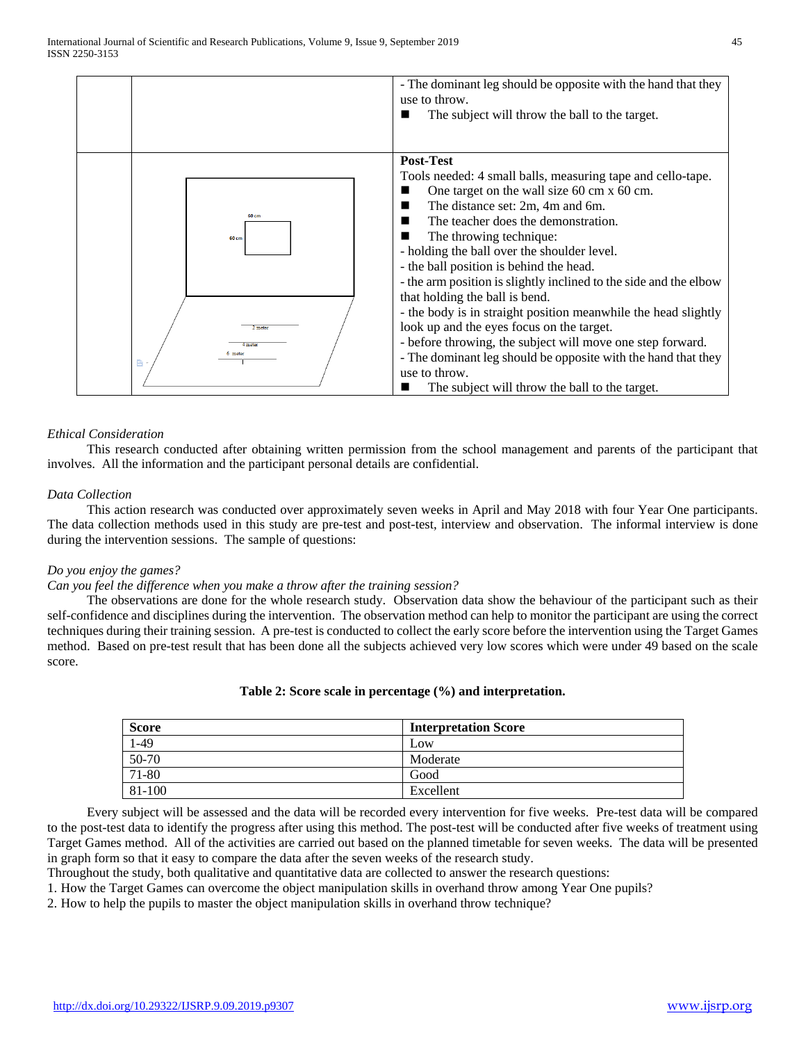| | | - The dominant leg should be opposite with the hand that they use to throw.<br>■ The subject will throw the ball to the target. |
|---|---|---|
| | 60 cm<br>60 cm<br>2 meter<br>4 meter<br>6 meter | **Post-Test**<br>Tools needed: 4 small balls, measuring tape and cello-tape.<br>■ One target on the wall size 60 cm x 60 cm.<br>■ The distance set: 2m, 4m and 6m.<br>■ The teacher does the demonstration.<br>■ The throwing technique:<br>- holding the ball over the shoulder level.<br>- the ball position is behind the head.<br>- the arm position is slightly inclined to the side and the elbow that holding the ball is bend.<br>- the body is in straight position meanwhile the head slightly look up and the eyes focus on the target.<br>- before throwing, the subject will move one step forward.<br>- The dominant leg should be opposite with the hand that they use to throw.<br>■ The subject will throw the ball to the target. |

*Ethical Consideration*

This research conducted after obtaining written permission from the school management and parents of the participant that involves. All the information and the participant personal details are confidential.

*Data Collection*

This action research was conducted over approximately seven weeks in April and May 2018 with four Year One participants. The data collection methods used in this study are pre-test and post-test, interview and observation. The informal interview is done during the intervention sessions. The sample of questions:

*Do you enjoy the games?*

*Can you feel the difference when you make a throw after the training session?*

The observations are done for the whole research study. Observation data show the behaviour of the participant such as their self-confidence and disciplines during the intervention. The observation method can help to monitor the participant are using the correct techniques during their training session. A pre-test is conducted to collect the early score before the intervention using the Target Games method. Based on pre-test result that has been done all the subjects achieved very low scores which were under 49 based on the scale score.

**Table 2: Score scale in percentage (%) and interpretation.**

| Score | Interpretation Score |
|---|---|
| 1-49 | Low |
| 50-70 | Moderate |
| 71-80 | Good |
| 81-100 | Excellent |

Every subject will be assessed and the data will be recorded every intervention for five weeks. Pre-test data will be compared to the post-test data to identify the progress after using this method. The post-test will be conducted after five weeks of treatment using Target Games method. All of the activities are carried out based on the planned timetable for seven weeks. The data will be presented in graph form so that it easy to compare the data after the seven weeks of the research study.

Throughout the study, both qualitative and quantitative data are collected to answer the research questions:

1. How the Target Games can overcome the object manipulation skills in overhand throw among Year One pupils?
2. How to help the pupils to master the object manipulation skills in overhand throw technique?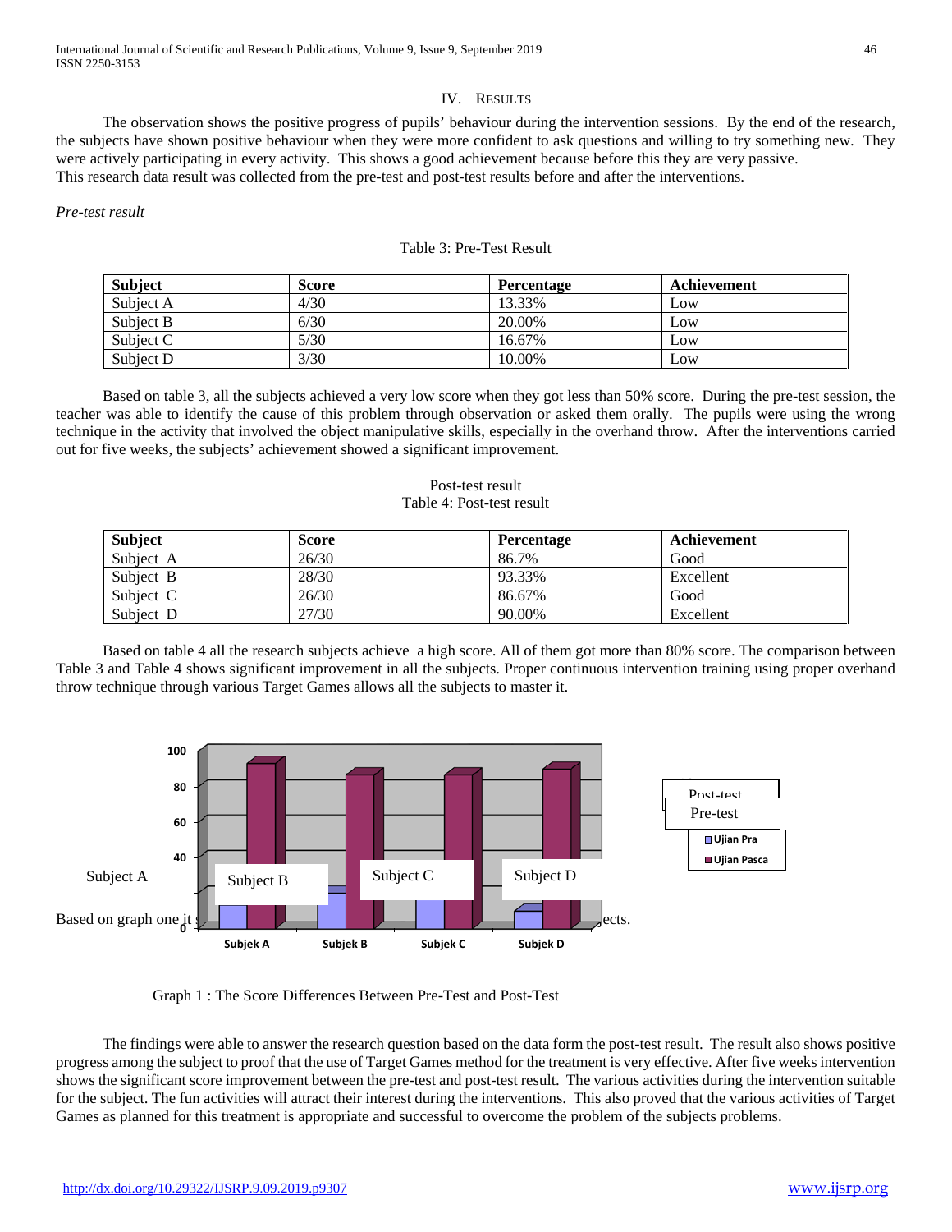## IV. RESULTS

The observation shows the positive progress of pupils' behaviour during the intervention sessions. By the end of the research, the subjects have shown positive behaviour when they were more confident to ask questions and willing to try something new. They were actively participating in every activity. This shows a good achievement because before this they are very passive.
This research data result was collected from the pre-test and post-test results before and after the interventions.

*Pre-test result*

Table 3: Pre-Test Result

| Subject | Score | Percentage | Achievement |
|---|---|---|---|
| Subject A | 4/30 | 13.33% | Low |
| Subject B | 6/30 | 20.00% | Low |
| Subject C | 5/30 | 16.67% | Low |
| Subject D | 3/30 | 10.00% | Low |

Based on table 3, all the subjects achieved a very low score when they got less than 50% score. During the pre-test session, the teacher was able to identify the cause of this problem through observation or asked them orally. The pupils were using the wrong technique in the activity that involved the object manipulative skills, especially in the overhand throw. After the interventions carried out for five weeks, the subjects' achievement showed a significant improvement.

Post-test result
Table 4: Post-test result

| Subject | Score | Percentage | Achievement |
|---|---|---|---|
| Subject A | 26/30 | 86.7% | Good |
| Subject B | 28/30 | 93.33% | Excellent |
| Subject C | 26/30 | 86.67% | Good |
| Subject D | 27/30 | 90.00% | Excellent |

Based on table 4 all the research subjects achieve a high score. All of them got more than 80% score. The comparison between Table 3 and Table 4 shows significant improvement in all the subjects. Proper continuous intervention training using proper overhand throw technique through various Target Games allows all the subjects to master it.

Subject A Subject B Subject C Subject D Post-test Pre-test

Based on graph one it ... ects.

Graph 1 : The Score Differences Between Pre-Test and Post-Test

The findings were able to answer the research question based on the data form the post-test result. The result also shows positive progress among the subject to proof that the use of Target Games method for the treatment is very effective. After five weeks intervention shows the significant score improvement between the pre-test and post-test result. The various activities during the intervention suitable for the subject. The fun activities will attract their interest during the interventions. This also proved that the various activities of Target Games as planned for this treatment is appropriate and successful to overcome the problem of the subjects problems.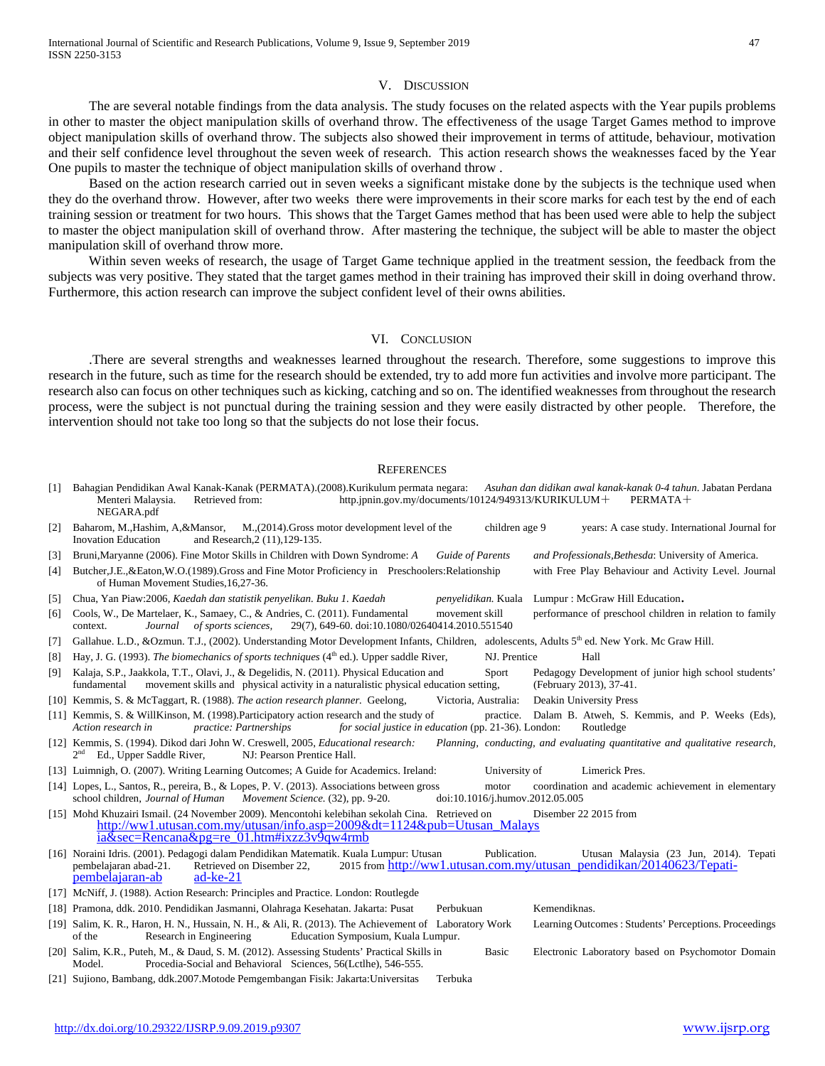## V. DISCUSSION

The are several notable findings from the data analysis. The study focuses on the related aspects with the Year pupils problems in other to master the object manipulation skills of overhand throw. The effectiveness of the usage Target Games method to improve object manipulation skills of overhand throw. The subjects also showed their improvement in terms of attitude, behaviour, motivation and their self confidence level throughout the seven week of research. This action research shows the weaknesses faced by the Year One pupils to master the technique of object manipulation skills of overhand throw .

Based on the action research carried out in seven weeks a significant mistake done by the subjects is the technique used when they do the overhand throw. However, after two weeks there were improvements in their score marks for each test by the end of each training session or treatment for two hours. This shows that the Target Games method that has been used were able to help the subject to master the object manipulation skill of overhand throw. After mastering the technique, the subject will be able to master the object manipulation skill of overhand throw more.

Within seven weeks of research, the usage of Target Game technique applied in the treatment session, the feedback from the subjects was very positive. They stated that the target games method in their training has improved their skill in doing overhand throw. Furthermore, this action research can improve the subject confident level of their owns abilities.

## VI. CONCLUSION

.There are several strengths and weaknesses learned throughout the research. Therefore, some suggestions to improve this research in the future, such as time for the research should be extended, try to add more fun activities and involve more participant. The research also can focus on other techniques such as kicking, catching and so on. The identified weaknesses from throughout the research process, were the subject is not punctual during the training session and they were easily distracted by other people. Therefore, the intervention should not take too long so that the subjects do not lose their focus.

## REFERENCES

[1] Bahagian Pendidikan Awal Kanak-Kanak (PERMATA).(2008).Kurikulum permata negara: *Asuhan dan didikan awal kanak-kanak 0-4 tahun*. Jabatan Perdana Menteri Malaysia. Retrieved from: http.jpnin.gov.my/documents/10124/949313/KURIKULUM＋ PERMATA＋ NEGARA.pdf

[2] Baharom, M.,Hashim, A,&Mansor, M.,(2014).Gross motor development level of the children age 9 years: A case study. International Journal for Inovation Education and Research,2 (11),129-135.

[3] Bruni,Maryanne (2006). Fine Motor Skills in Children with Down Syndrome: *A Guide of Parents and Professionals,Bethesda*: University of America.

[4] Butcher,J.E.,&Eaton,W.O.(1989).Gross and Fine Motor Proficiency in Preschoolers:Relationship with Free Play Behaviour and Activity Level. Journal of Human Movement Studies,16,27-36.

[5] Chua, Yan Piaw:2006, *Kaedah dan statistik penyelikan. Buku 1. Kaedah penyelidikan.* Kuala Lumpur : McGraw Hill Education.

[6] Cools, W., De Martelaer, K., Samaey, C., & Andries, C. (2011). Fundamental movement skill performance of preschool children in relation to family context. *Journal of sports sciences,* 29(7), 649-60. doi:10.1080/02640414.2010.551540

[7] Gallahue. L.D., &Ozmun. T.J., (2002). Understanding Motor Development Infants, Children, adolescents, Adults 5th ed. New York. Mc Graw Hill.

[8] Hay, J. G. (1993). *The biomechanics of sports techniques* (4th ed.). Upper saddle River, NJ. Prentice Hall

[9] Kalaja, S.P., Jaakkola, T.T., Olavi, J., & Degelidis, N. (2011). Physical Education and Sport Pedagogy Development of junior high school students' fundamental movement skills and physical activity in a naturalistic physical education setting, (February 2013), 37-41.

[10] Kemmis, S. & McTaggart, R. (1988). *The action research planner.* Geelong, Victoria, Australia: Deakin University Press

[11] Kemmis, S. & WillKinson, M. (1998).Participatory action research and the study of practice. Dalam B. Atweh, S. Kemmis, and P. Weeks (Eds), *Action research in practice: Partnerships for social justice in education* (pp. 21-36). London: Routledge

[12] Kemmis, S. (1994). Dikod dari John W. Creswell, 2005, *Educational research: Planning, conducting, and evaluating quantitative and qualitative research*, 2nd Ed., Upper Saddle River, NJ: Pearson Prentice Hall.

[13] Luimnigh, O. (2007). Writing Learning Outcomes; A Guide for Academics. Ireland: University of Limerick Pres.

[14] Lopes, L., Santos, R., pereira, B., & Lopes, P. V. (2013). Associations between gross motor coordination and academic achievement in elementary school children, *Journal of Human Movement Science.* (32), pp. 9-20. doi:10.1016/j.humov.2012.05.005

[15] Mohd Khuzairi Ismail. (24 November 2009). Mencontohi kelebihan sekolah Cina. Retrieved on Disember 22 2015 from http://ww1.utusan.com.my/utusan/info.asp=2009&dt=1124&pub=Utusan_Malaysia&sec=Rencana&pg=re_01.htm#ixzz3v9qw4rmb

[16] Noraini Idris. (2001). Pedagogi dalam Pendidikan Matematik. Kuala Lumpur: Utusan Publication. Utusan Malaysia (23 Jun, 2014). Tepati pembelajaran abad-21. Retrieved on Disember 22, 2015 from http://ww1.utusan.com.my/utusan_pendidikan/20140623/Tepati-pembelajaran-abad-ke-21

[17] McNiff, J. (1988). Action Research: Principles and Practice. London: Routlegde

[18] Pramona, ddk. 2010. Pendidikan Jasmanni, Olahraga Kesehatan. Jakarta: Pusat Perbukuan Kemendiknas.

[19] Salim, K. R., Haron, H. N., Hussain, N. H., & Ali, R. (2013). The Achievement of Laboratory Work Learning Outcomes : Students' Perceptions. Proceedings of the Research in Engineering Education Symposium, Kuala Lumpur.

[20] Salim, K.R., Puteh, M., & Daud, S. M. (2012). Assessing Students' Practical Skills in Basic Electronic Laboratory based on Psychomotor Domain Model. Procedia-Social and Behavioral Sciences, 56(Lctlhe), 546-555.

[21] Sujiono, Bambang, ddk.2007.Motode Pemgembangan Fisik: Jakarta:Universitas Terbuka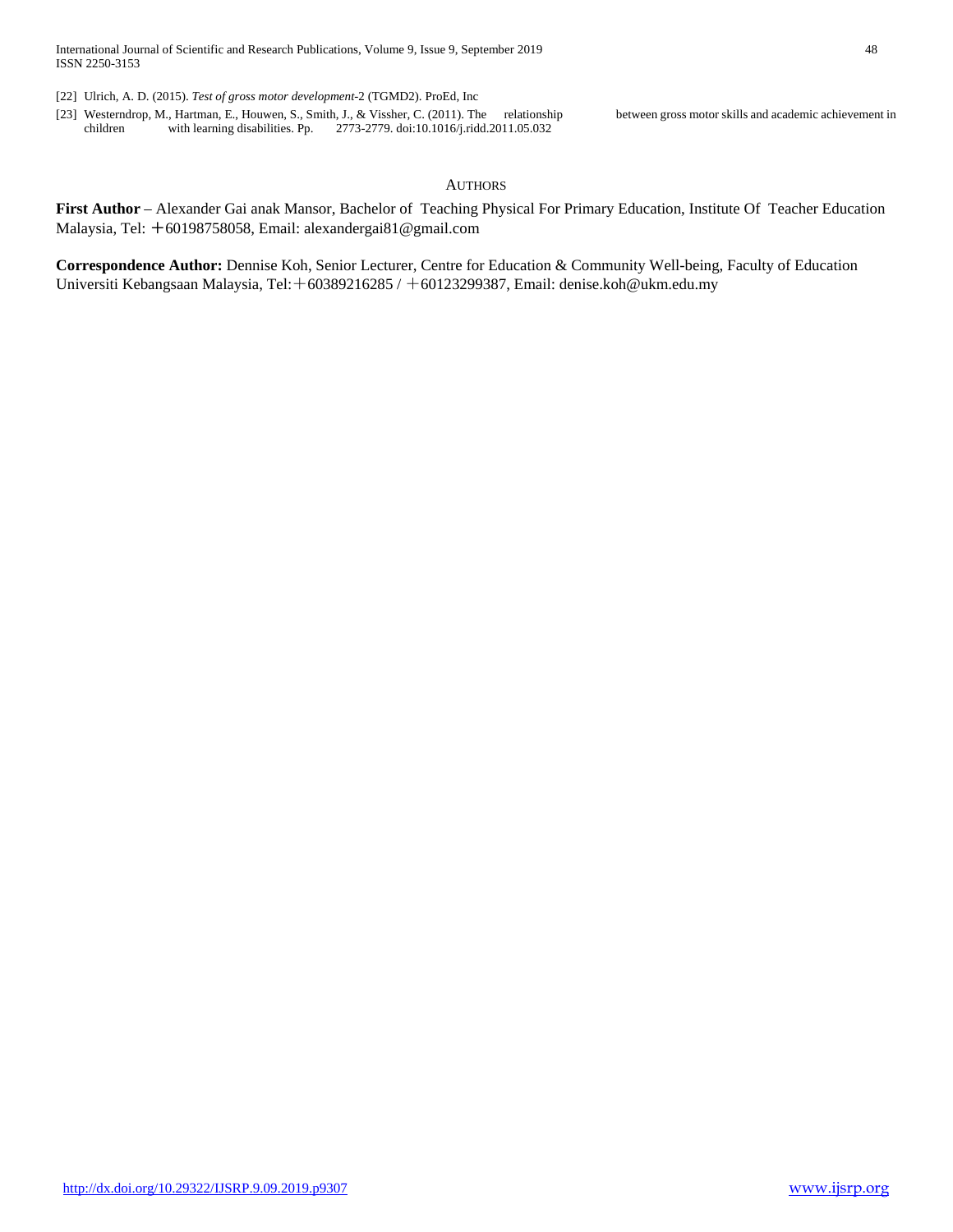[22] Ulrich, A. D. (2015). *Test of gross motor development*-2 (TGMD2). ProEd, Inc

[23] Westerndrop, M., Hartman, E., Houwen, S., Smith, J., & Vissher, C. (2011). The relationship between gross motor skills and academic achievement in children with learning disabilities. Pp. 2773-2779. doi:10.1016/j.ridd.2011.05.032

## AUTHORS

**First Author** – Alexander Gai anak Mansor, Bachelor of Teaching Physical For Primary Education, Institute Of Teacher Education Malaysia, Tel: ＋60198758058, Email: alexandergai81@gmail.com

**Correspondence Author:** Dennise Koh, Senior Lecturer, Centre for Education & Community Well-being, Faculty of Education Universiti Kebangsaan Malaysia, Tel:＋60389216285 / ＋60123299387, Email: denise.koh@ukm.edu.my